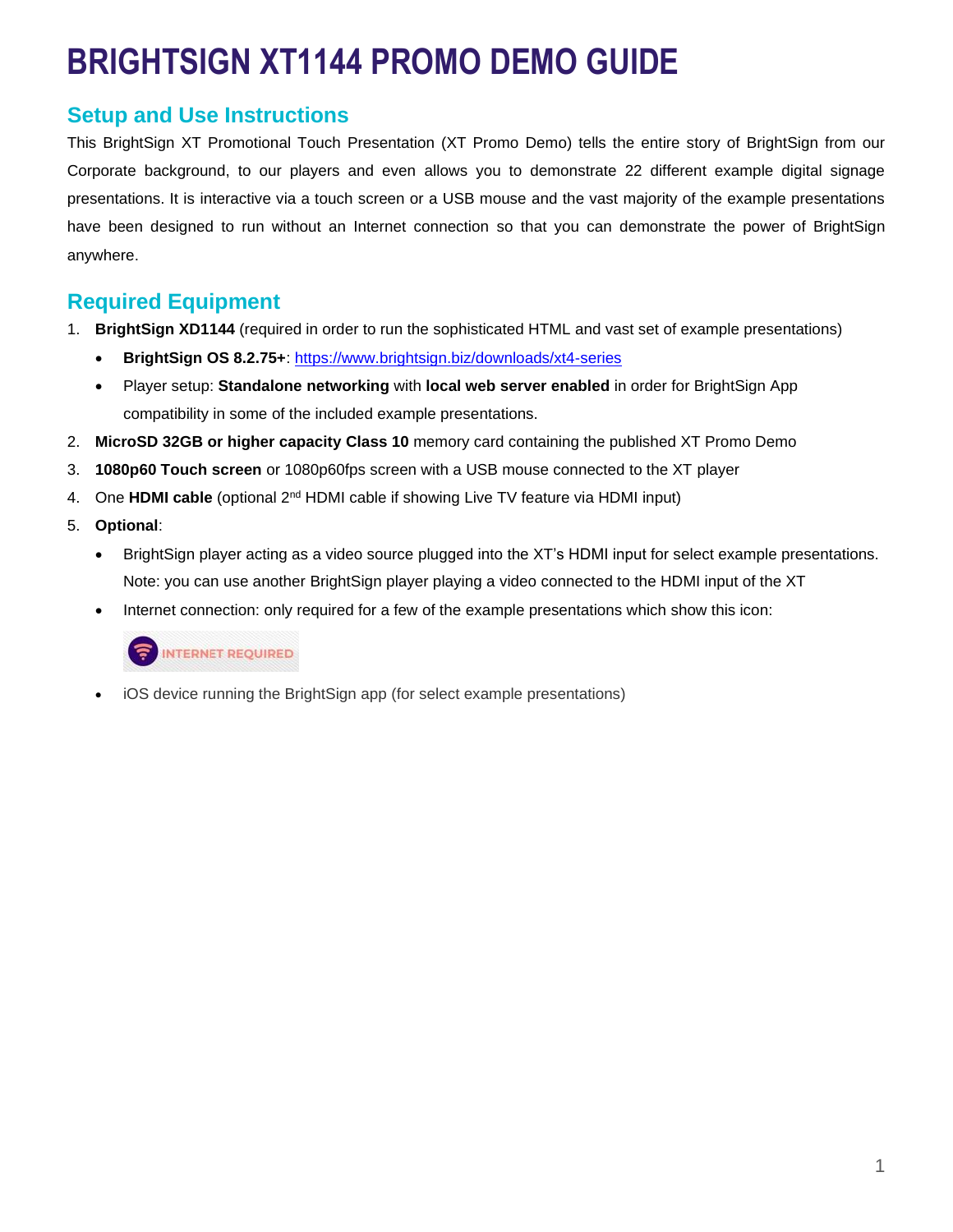# BRIGHTSIGN XT1144 PROMO DEMO GUIDE

## Setup and Use Instructions

This BrightSign XT Promotional Touch Presentation (XT Promo Demo) tells the entire story of BrightSign from our Corporate background, to our players and even allows you to demonstrate 22 different example digital signage presentations. It is interactive via a touch screen or a USB mouse and the vast majority of the example presentations have been designed to run without an Internet connection so that you can demonstrate the power of BrightSign anywhere.

## Required Equipment

1. **BrightSign XD1144** (required in order to run the sophisticated HTML and vast set of example presentations)
   - **BrightSign OS 8.2.75+**: https://www.brightsign.biz/downloads/xt4-series
   - Player setup: **Standalone networking** with **local web server enabled** in order for BrightSign App compatibility in some of the included example presentations.
2. **MicroSD 32GB or higher capacity Class 10** memory card containing the published XT Promo Demo
3. **1080p60 Touch screen** or 1080p60fps screen with a USB mouse connected to the XT player
4. One **HDMI cable** (optional 2nd HDMI cable if showing Live TV feature via HDMI input)
5. **Optional**:
   - BrightSign player acting as a video source plugged into the XT's HDMI input for select example presentations. Note: you can use another BrightSign player playing a video connected to the HDMI input of the XT
   - Internet connection: only required for a few of the example presentations which show this icon:

     INTERNET REQUIRED

   - iOS device running the BrightSign app (for select example presentations)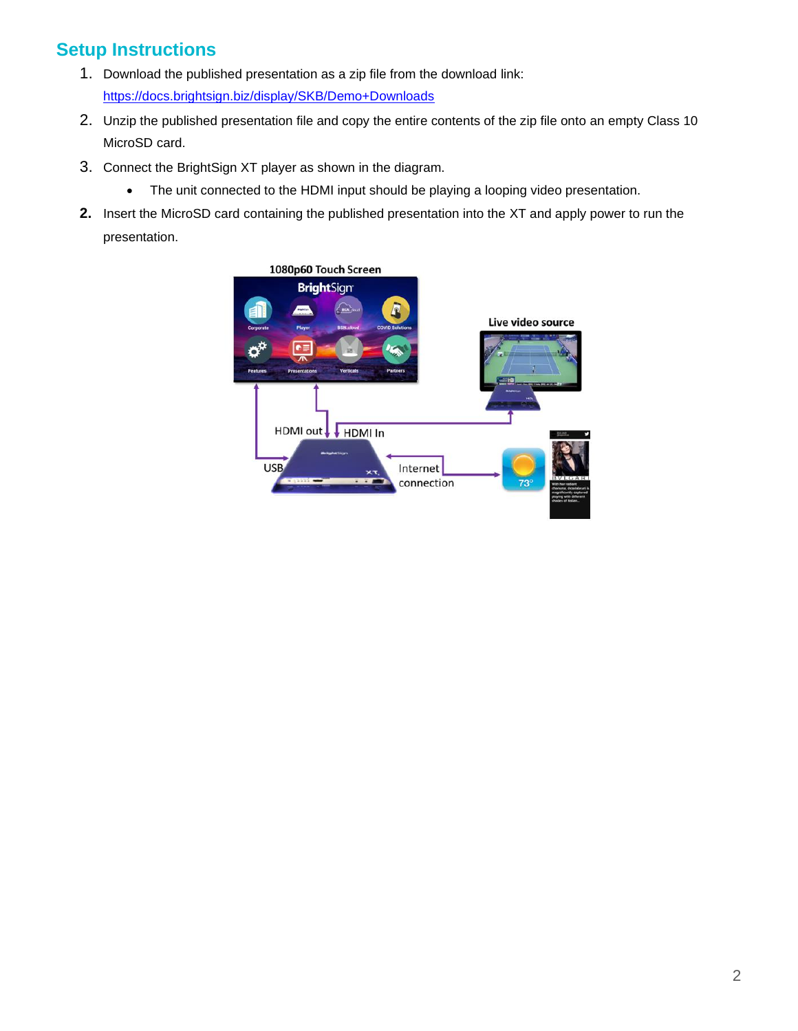## Setup Instructions

1. Download the published presentation as a zip file from the download link: [https://docs.brightsign.biz/display/SKB/Demo+Downloads](https://docs.brightsign.biz/display/SKB/Demo+Downloads)
2. Unzip the published presentation file and copy the entire contents of the zip file onto an empty Class 10 MicroSD card.
3. Connect the BrightSign XT player as shown in the diagram.
   - The unit connected to the HDMI input should be playing a looping video presentation.

**2.** Insert the MicroSD card containing the published presentation into the XT and apply power to run the presentation.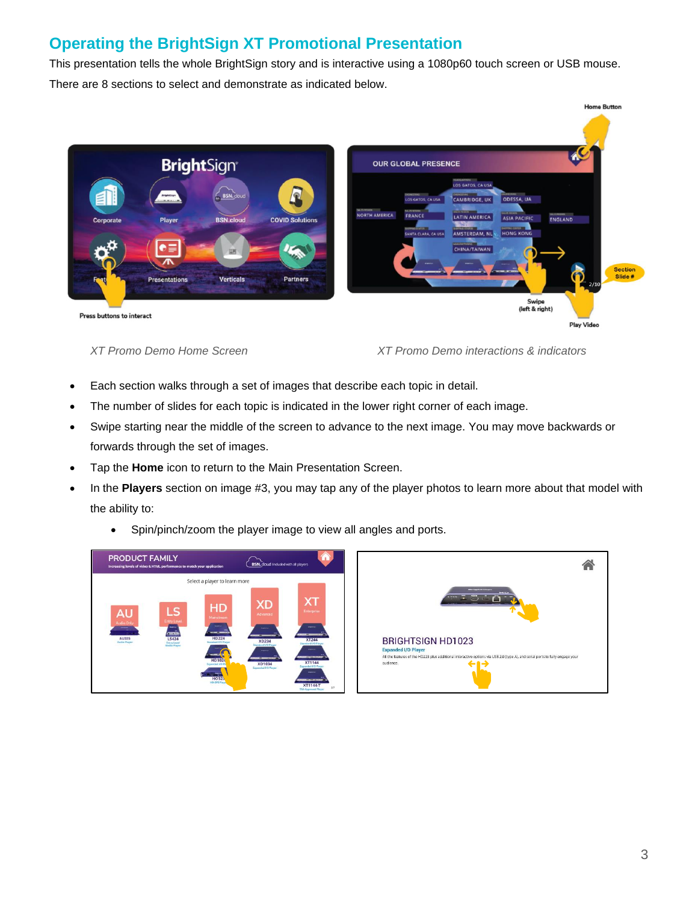## Operating the BrightSign XT Promotional Presentation

This presentation tells the whole BrightSign story and is interactive using a 1080p60 touch screen or USB mouse.

There are 8 sections to select and demonstrate as indicated below.

*XT Promo Demo Home Screen*

*XT Promo Demo interactions & indicators*

- Each section walks through a set of images that describe each topic in detail.
- The number of slides for each topic is indicated in the lower right corner of each image.
- Swipe starting near the middle of the screen to advance to the next image. You may move backwards or forwards through the set of images.
- Tap the **Home** icon to return to the Main Presentation Screen.
- In the **Players** section on image #3, you may tap any of the player photos to learn more about that model with the ability to:
    - Spin/pinch/zoom the player image to view all angles and ports.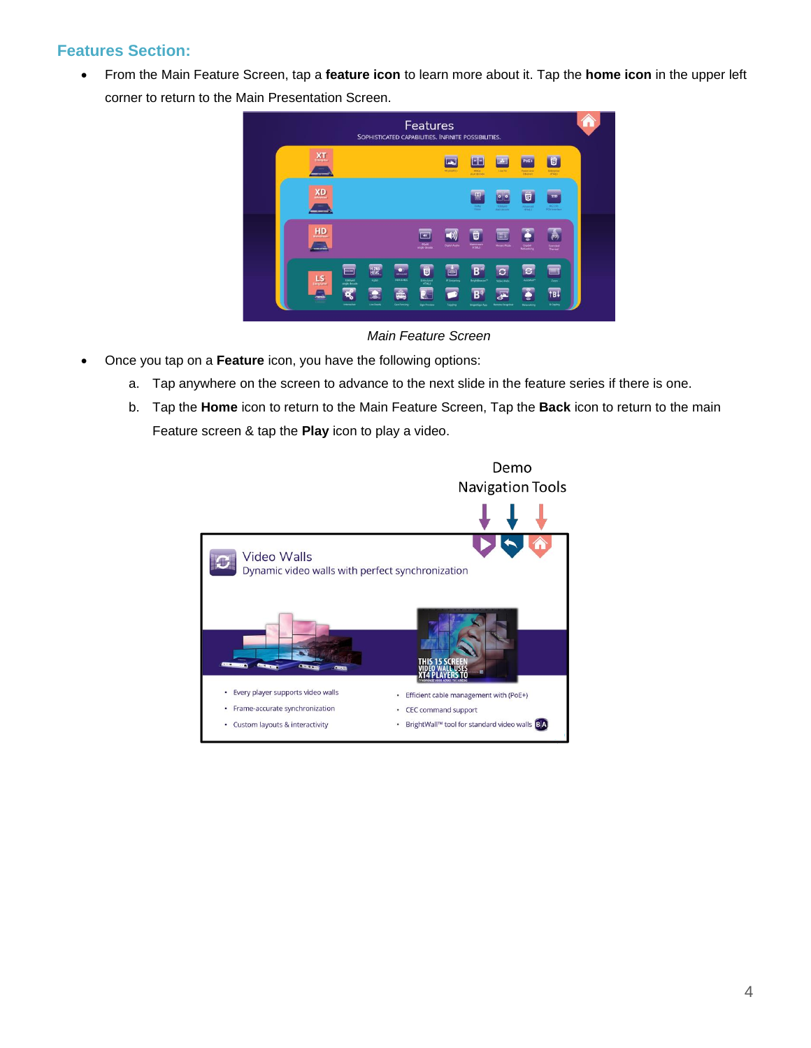## Features Section:

- From the Main Feature Screen, tap a **feature icon** to learn more about it. Tap the **home icon** in the upper left corner to return to the Main Presentation Screen.

*Main Feature Screen*

- Once you tap on a **Feature** icon, you have the following options:
  a. Tap anywhere on the screen to advance to the next slide in the feature series if there is one.
  b. Tap the **Home** icon to return to the Main Feature Screen, Tap the **Back** icon to return to the main Feature screen & tap the **Play** icon to play a video.

Demo Navigation Tools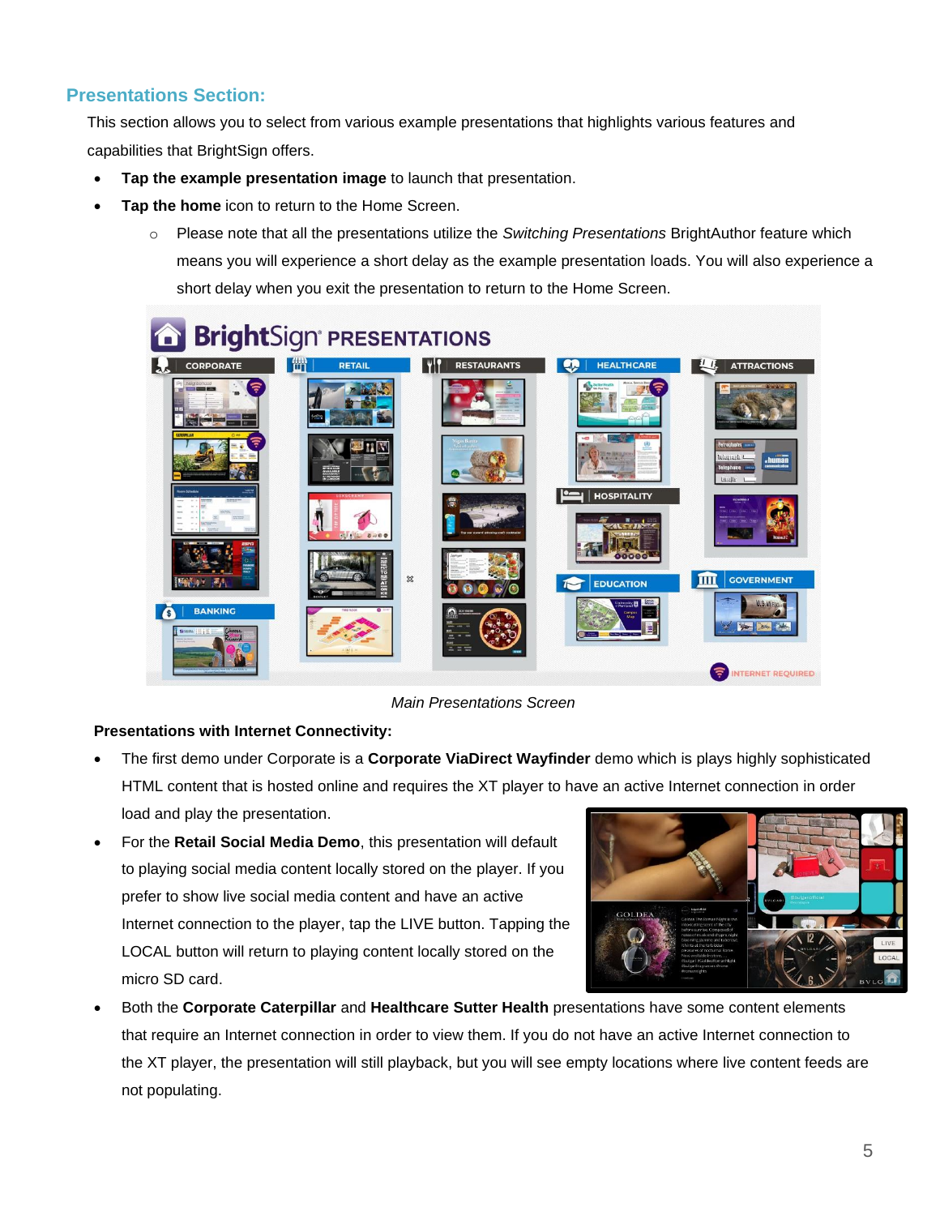## Presentations Section:

This section allows you to select from various example presentations that highlights various features and capabilities that BrightSign offers.

- **Tap the example presentation image** to launch that presentation.
- **Tap the home** icon to return to the Home Screen.
  - Please note that all the presentations utilize the *Switching Presentations* BrightAuthor feature which means you will experience a short delay as the example presentation loads. You will also experience a short delay when you exit the presentation to return to the Home Screen.

*Main Presentations Screen*

**Presentations with Internet Connectivity:**

- The first demo under Corporate is a **Corporate ViaDirect Wayfinder** demo which is plays highly sophisticated HTML content that is hosted online and requires the XT player to have an active Internet connection in order load and play the presentation.
- For the **Retail Social Media Demo**, this presentation will default to playing social media content locally stored on the player. If you prefer to show live social media content and have an active Internet connection to the player, tap the LIVE button. Tapping the LOCAL button will return to playing content locally stored on the micro SD card.
- Both the **Corporate Caterpillar** and **Healthcare Sutter Health** presentations have some content elements that require an Internet connection in order to view them. If you do not have an active Internet connection to the XT player, the presentation will still playback, but you will see empty locations where live content feeds are not populating.